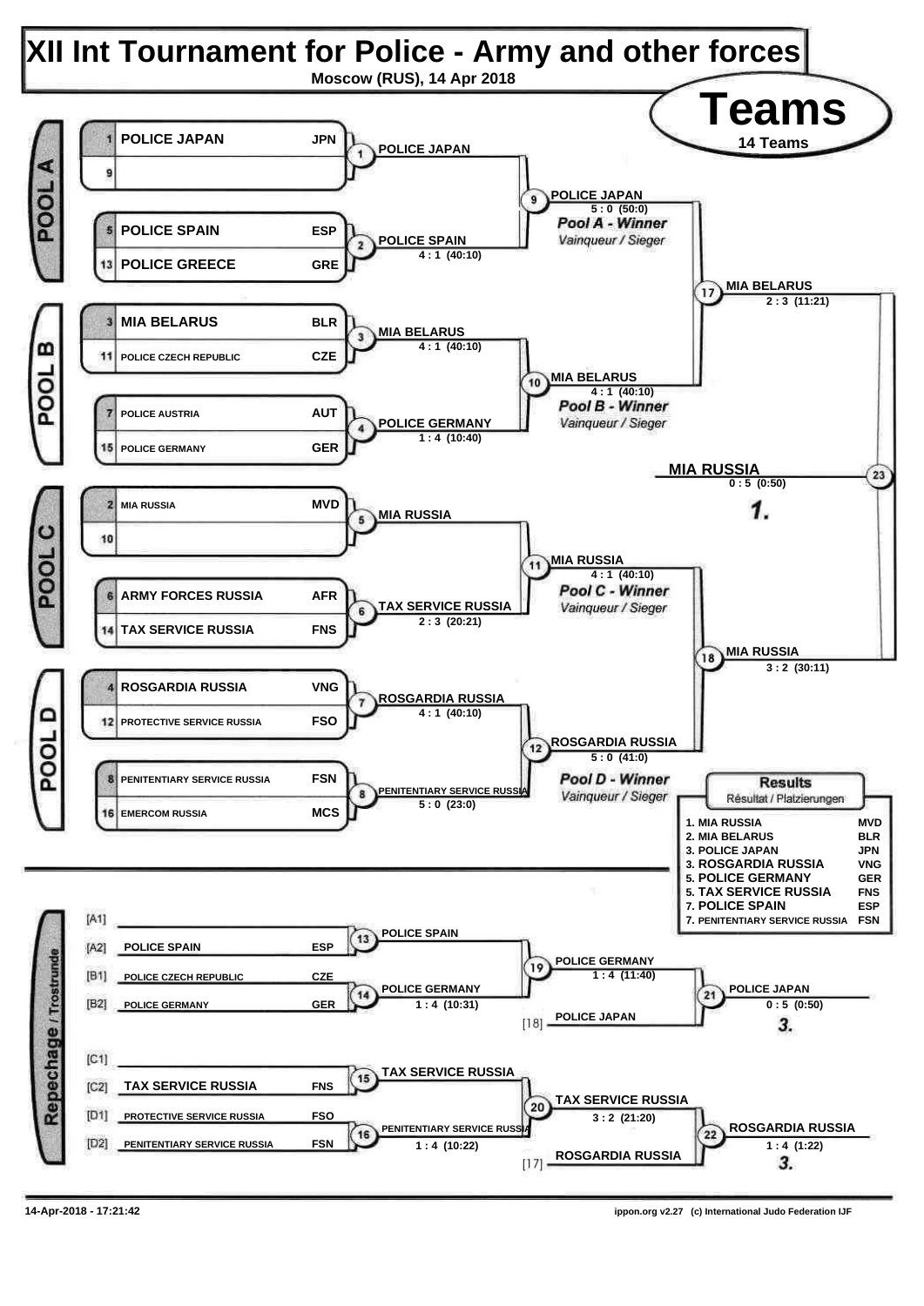# XII Int Tournament for Police - Army and other forces

Moscow (RUS), 14 Apr 2018

## Teams

14 Teams

### POOL A

| Seed | Team | Code |
|---|---|---|
| 1 | POLICE JAPAN | JPN |
| 9 | | |
| 5 | POLICE SPAIN | ESP |
| 13 | POLICE GREECE | GRE |

- Contest 1: POLICE JAPAN
- Contest 2: POLICE SPAIN 4 : 1 (40:10)
- Contest 9: POLICE JAPAN 5 : 0 (50:0) — *Pool A - Winner* / *Vainqueur / Sieger*

### POOL B

| Seed | Team | Code |
|---|---|---|
| 3 | MIA BELARUS | BLR |
| 11 | POLICE CZECH REPUBLIC | CZE |
| 7 | POLICE AUSTRIA | AUT |
| 15 | POLICE GERMANY | GER |

- Contest 3: MIA BELARUS 4 : 1 (40:10)
- Contest 4: POLICE GERMANY 1 : 4 (10:40)
- Contest 10: MIA BELARUS 4 : 1 (40:10) — *Pool B - Winner* / *Vainqueur / Sieger*

### POOL C

| Seed | Team | Code |
|---|---|---|
| 2 | MIA RUSSIA | MVD |
| 10 | | |
| 6 | ARMY FORCES RUSSIA | AFR |
| 14 | TAX SERVICE RUSSIA | FNS |

- Contest 5: MIA RUSSIA
- Contest 6: TAX SERVICE RUSSIA 2 : 3 (20:21)
- Contest 11: MIA RUSSIA 4 : 1 (40:10) — *Pool C - Winner* / *Vainqueur / Sieger*

### POOL D

| Seed | Team | Code |
|---|---|---|
| 4 | ROSGARDIA RUSSIA | VNG |
| 12 | PROTECTIVE SERVICE RUSSIA | FSO |
| 8 | PENITENTIARY SERVICE RUSSIA | FSN |
| 16 | EMERCOM RUSSIA | MCS |

- Contest 7: ROSGARDIA RUSSIA 4 : 1 (40:10)
- Contest 8: PENITENTIARY SERVICE RUSSIA 5 : 0 (23:0)
- Contest 12: ROSGARDIA RUSSIA 5 : 0 (41:0) — *Pool D - Winner* / *Vainqueur / Sieger*

### Semi-finals and Final

- Contest 17: MIA BELARUS 2 : 3 (11:21)
- Contest 18: MIA RUSSIA 3 : 2 (30:11)
- Contest 23: MIA RUSSIA 0 : 5 (0:50) — **1.**

### Repechage / Trostrunde

| Slot | Team | Code |
|---|---|---|
| [A1] | | |
| [A2] | POLICE SPAIN | ESP |
| [B1] | POLICE CZECH REPUBLIC | CZE |
| [B2] | POLICE GERMANY | GER |
| [C1] | | |
| [C2] | TAX SERVICE RUSSIA | FNS |
| [D1] | PROTECTIVE SERVICE RUSSIA | FSO |
| [D2] | PENITENTIARY SERVICE RUSSIA | FSN |

- Contest 13: POLICE SPAIN
- Contest 14: POLICE GERMANY 1 : 4 (10:31)
- Contest 19: POLICE GERMANY 1 : 4 (11:40)
- [18] POLICE JAPAN
- Contest 21: POLICE JAPAN 0 : 5 (0:50) — **3.**
- Contest 15: TAX SERVICE RUSSIA
- Contest 16: PENITENTIARY SERVICE RUSSIA 1 : 4 (10:22)
- Contest 20: TAX SERVICE RUSSIA 3 : 2 (21:20)
- [17] ROSGARDIA RUSSIA
- Contest 22: ROSGARDIA RUSSIA 1 : 4 (1:22) — **3.**

### Results
Résultat / Platzierungen

| Place | Team | Code |
|---|---|---|
| 1. | MIA RUSSIA | MVD |
| 2. | MIA BELARUS | BLR |
| 3. | POLICE JAPAN | JPN |
| 3. | ROSGARDIA RUSSIA | VNG |
| 5. | POLICE GERMANY | GER |
| 5. | TAX SERVICE RUSSIA | FNS |
| 7. | POLICE SPAIN | ESP |
| 7. | PENITENTIARY SERVICE RUSSIA | FSN |

14-Apr-2018 - 17:21:42

ippon.org v2.27 (c) International Judo Federation IJF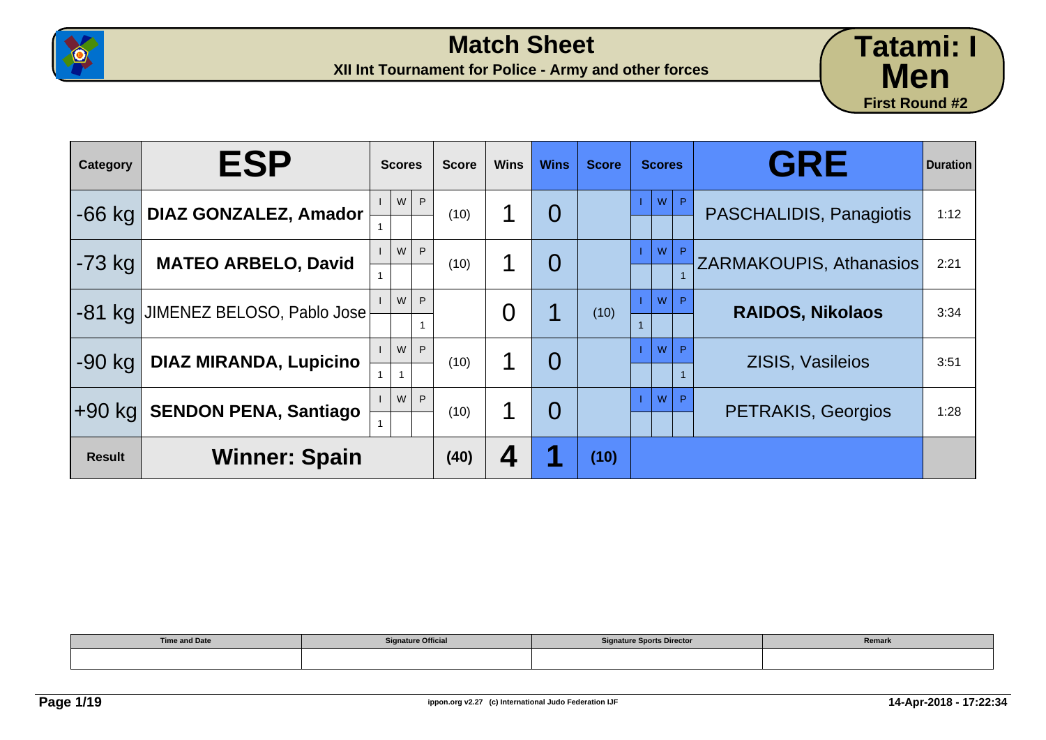# Match Sheet

**XII Int Tournament for Police - Army and other forces**

**Tatami: I**
**Men**
**First Round #2**

| Category | ESP | Scores | | | Score | Wins | Wins | Score | Scores | | | GRE | Duration |
|---|---|---|---|---|---|---|---|---|---|---|---|---|---|
| | | I | W | P | | | | | I | W | P | | |
| -66 kg | **DIAZ GONZALEZ, Amador** | 1 | | | (10) | 1 | 0 | | | | | PASCHALIDIS, Panagiotis | 1:12 |
| -73 kg | **MATEO ARBELO, David** | 1 | | | (10) | 1 | 0 | | | | 1 | ZARMAKOUPIS, Athanasios | 2:21 |
| -81 kg | JIMENEZ BELOSO, Pablo Jose | | | 1 | | 0 | 1 | (10) | 1 | | | **RAIDOS, Nikolaos** | 3:34 |
| -90 kg | **DIAZ MIRANDA, Lupicino** | 1 | 1 | | (10) | 1 | 0 | | | | 1 | ZISIS, Vasileios | 3:51 |
| +90 kg | **SENDON PENA, Santiago** | 1 | | | (10) | 1 | 0 | | | | | PETRAKIS, Georgios | 1:28 |
| **Result** | **Winner: Spain** | | | | **(40)** | **4** | **1** | **(10)** | | | | | |

| Time and Date | Signature Official | Signature Sports Director | Remark |
|---|---|---|---|
| | | | |

ippon.org v2.27 (c) International Judo Federation IJF

14-Apr-2018 - 17:22:34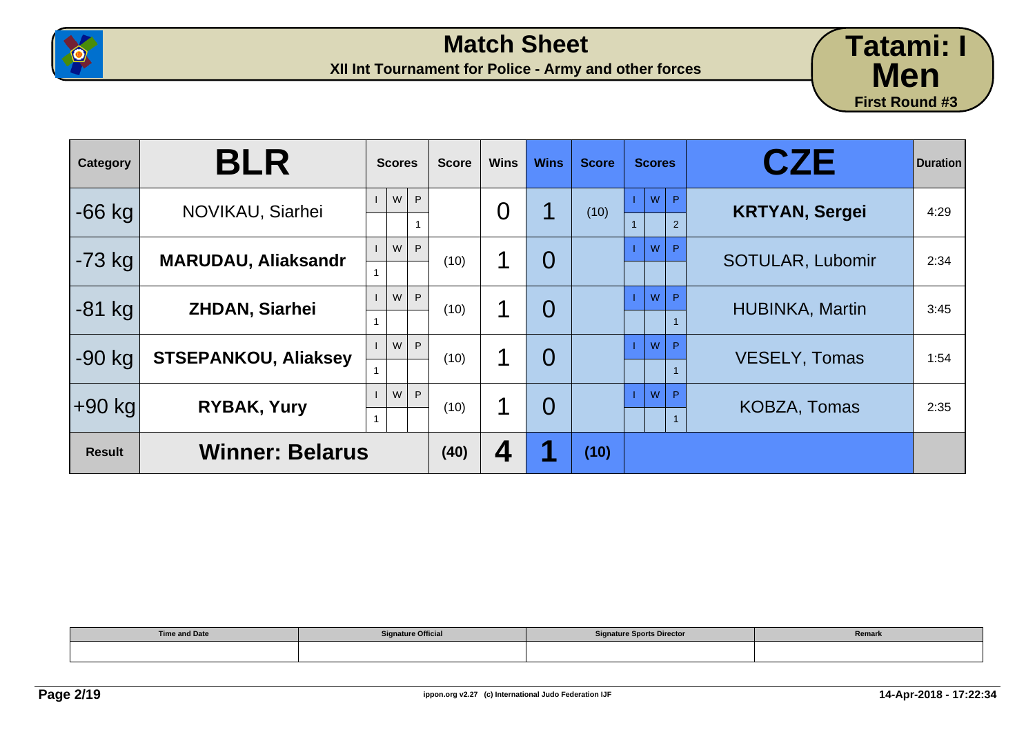# Match Sheet

**XII Int Tournament for Police - Army and other forces**

**Tatami: I**
**Men**
**First Round #3**

| Category | BLR | Scores I | Scores W | Scores P | Score | Wins | Wins | Score | Scores I | Scores W | Scores P | CZE | Duration |
|---|---|---|---|---|---|---|---|---|---|---|---|---|---|
| -66 kg | NOVIKAU, Siarhei | | | 1 | | 0 | 1 | (10) | 1 | | 2 | **KRTYAN, Sergei** | 4:29 |
| -73 kg | **MARUDAU, Aliaksandr** | 1 | | | (10) | 1 | 0 | | | | | SOTULAR, Lubomir | 2:34 |
| -81 kg | **ZHDAN, Siarhei** | 1 | | | (10) | 1 | 0 | | | | 1 | HUBINKA, Martin | 3:45 |
| -90 kg | **STSEPANKOU, Aliaksey** | 1 | | | (10) | 1 | 0 | | | | 1 | VESELY, Tomas | 1:54 |
| +90 kg | **RYBAK, Yury** | 1 | | | (10) | 1 | 0 | | | | 1 | KOBZA, Tomas | 2:35 |
| **Result** | **Winner: Belarus** | | | | **(40)** | **4** | **1** | **(10)** | | | | | |

| Time and Date | Signature Official | Signature Sports Director | Remark |
|---|---|---|---|
| | | | |

ippon.org v2.27 (c) International Judo Federation IJF

14-Apr-2018 - 17:22:34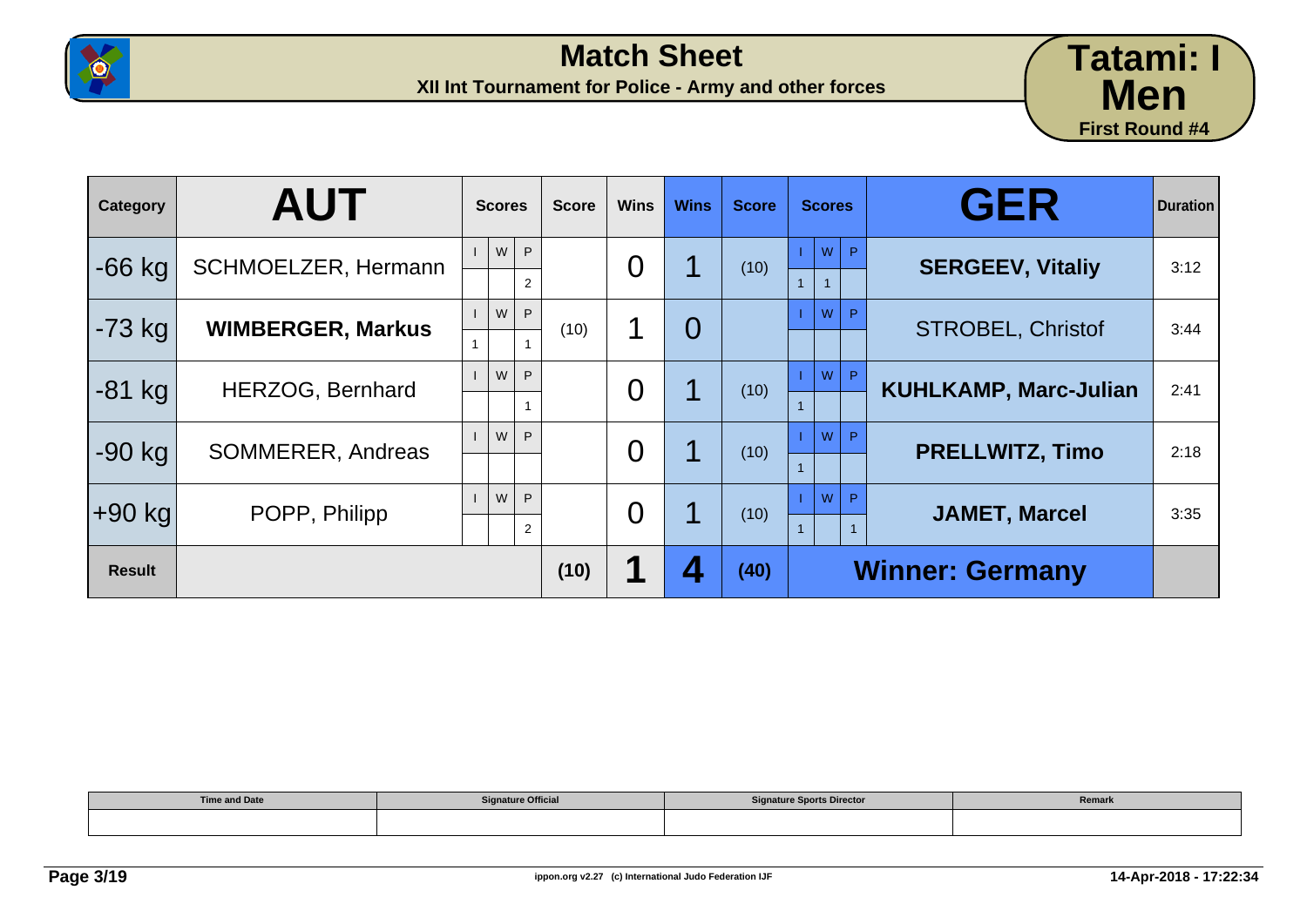# Match Sheet

**XII Int Tournament for Police - Army and other forces**

**Tatami: I**
**Men**
**First Round #4**

| Category | AUT | Scores | | | Score | Wins | Wins | Score | Scores | | | GER | Duration |
|---|---|---|---|---|---|---|---|---|---|---|---|---|---|
| | | I | W | P | | | | | I | W | P | | |
| -66 kg | SCHMOELZER, Hermann | | | 2 | | 0 | 1 | (10) | 1 | 1 | | **SERGEEV, Vitaliy** | 3:12 |
| -73 kg | **WIMBERGER, Markus** | 1 | | 1 | (10) | 1 | 0 | | | | | STROBEL, Christof | 3:44 |
| -81 kg | HERZOG, Bernhard | | | 1 | | 0 | 1 | (10) | 1 | | | **KUHLKAMP, Marc-Julian** | 2:41 |
| -90 kg | SOMMERER, Andreas | | | | | 0 | 1 | (10) | 1 | | | **PRELLWITZ, Timo** | 2:18 |
| +90 kg | POPP, Philipp | | | 2 | | 0 | 1 | (10) | 1 | | 1 | **JAMET, Marcel** | 3:35 |
| **Result** | | | | | **(10)** | **1** | **4** | **(40)** | **Winner: Germany** | | | | |

| Time and Date | Signature Official | Signature Sports Director | Remark |
|---|---|---|---|
| | | | |

ippon.org v2.27 (c) International Judo Federation IJF

14-Apr-2018 - 17:22:34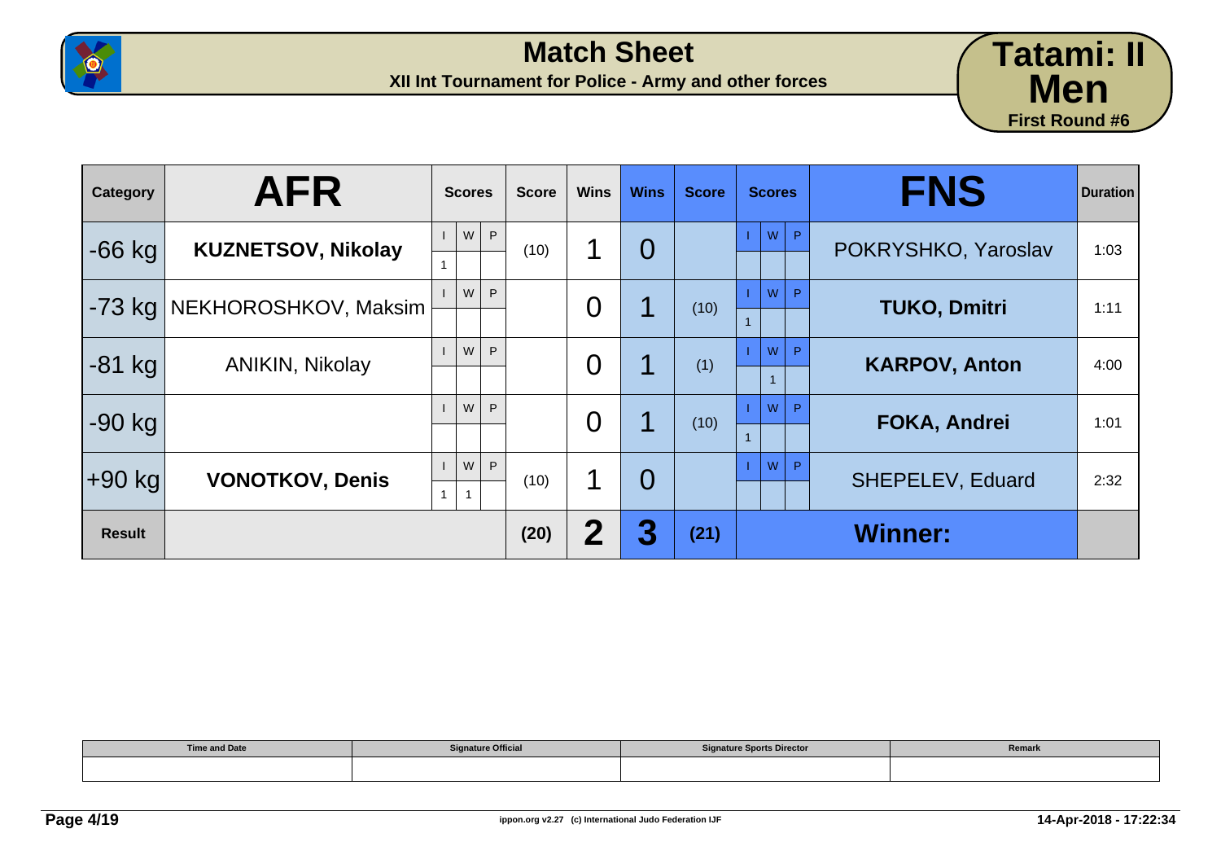# Match Sheet

**XII Int Tournament for Police - Army and other forces**

**Tatami: II**
**Men**
**First Round #6**

| Category | AFR | Scores | | | Score | Wins | Wins | Score | Scores | | | FNS | Duration |
|---|---|---|---|---|---|---|---|---|---|---|---|---|---|
| | | I | W | P | | | | | I | W | P | | |
| -66 kg | **KUZNETSOV, Nikolay** | 1 | | | (10) | 1 | 0 | | | | | POKRYSHKO, Yaroslav | 1:03 |
| -73 kg | NEKHOROSHKOV, Maksim | | | | | 0 | 1 | (10) | 1 | | | **TUKO, Dmitri** | 1:11 |
| -81 kg | ANIKIN, Nikolay | | | | | 0 | 1 | (1) | | 1 | | **KARPOV, Anton** | 4:00 |
| -90 kg | | | | | | 0 | 1 | (10) | 1 | | | **FOKA, Andrei** | 1:01 |
| +90 kg | **VONOTKOV, Denis** | 1 | 1 | | (10) | 1 | 0 | | | | | SHEPELEV, Eduard | 2:32 |
| **Result** | | | | | **(20)** | **2** | **3** | **(21)** | | | | **Winner:** | |

| Time and Date | Signature Official | Signature Sports Director | Remark |
|---|---|---|---|
| | | | |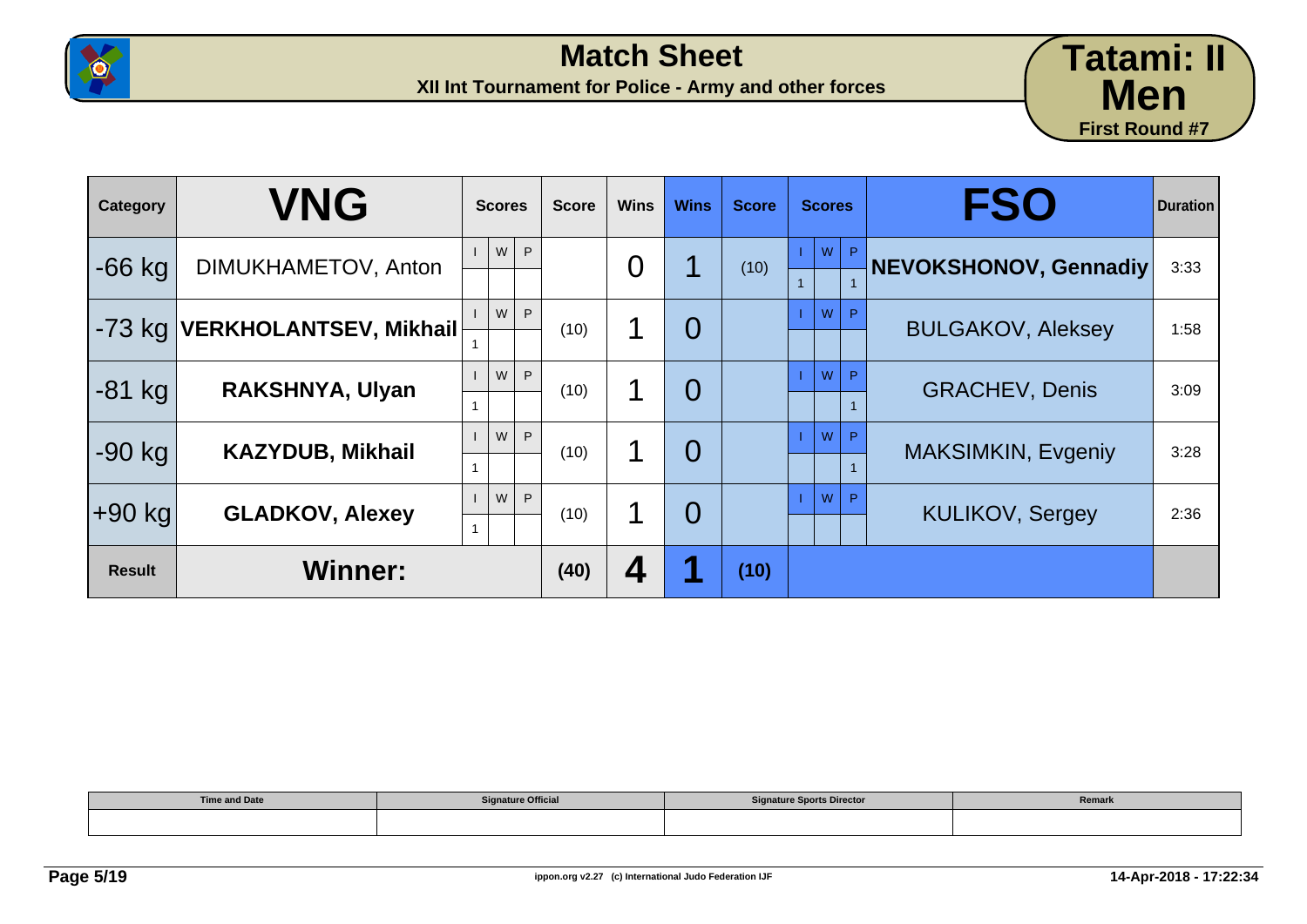# Match Sheet

**XII Int Tournament for Police - Army and other forces**

**Tatami: II**
**Men**
**First Round #7**

| Category | VNG | Scores I | Scores W | Scores P | Score | Wins | Wins | Score | Scores I | Scores W | Scores P | FSO | Duration |
|---|---|---|---|---|---|---|---|---|---|---|---|---|---|
| -66 kg | DIMUKHAMETOV, Anton | | | | | 0 | 1 | (10) | 1 | | 1 | **NEVOKSHONOV, Gennadiy** | 3:33 |
| -73 kg | **VERKHOLANTSEV, Mikhail** | 1 | | | (10) | 1 | 0 | | | | | BULGAKOV, Aleksey | 1:58 |
| -81 kg | **RAKSHNYA, Ulyan** | 1 | | | (10) | 1 | 0 | | | | 1 | GRACHEV, Denis | 3:09 |
| -90 kg | **KAZYDUB, Mikhail** | 1 | | | (10) | 1 | 0 | | | | 1 | MAKSIMKIN, Evgeniy | 3:28 |
| +90 kg | **GLADKOV, Alexey** | 1 | | | (10) | 1 | 0 | | | | | KULIKOV, Sergey | 2:36 |
| **Result** | **Winner:** | | | | **(40)** | **4** | **1** | **(10)** | | | | | |

| Time and Date | Signature Official | Signature Sports Director | Remark |
|---|---|---|---|
| | | | |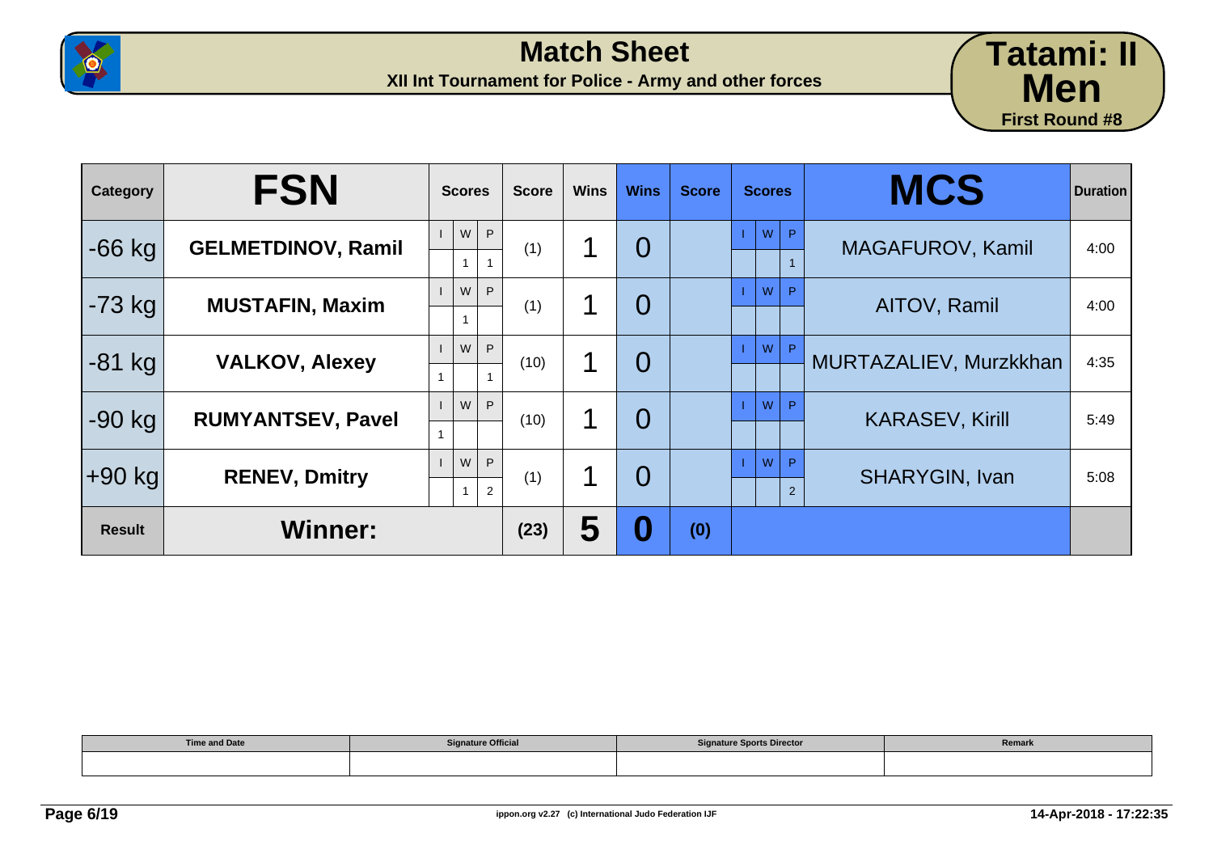# Match Sheet

**XII Int Tournament for Police - Army and other forces**

**Tatami: II**
**Men**
**First Round #8**

| Category | FSN | Scores | | | Score | Wins | Wins | Score | Scores | | | MCS | Duration |
|---|---|---|---|---|---|---|---|---|---|---|---|---|---|
| | | I | W | P | | | | | I | W | P | | |
| -66 kg | GELMETDINOV, Ramil | | 1 | 1 | (1) | 1 | 0 | | | | 1 | MAGAFUROV, Kamil | 4:00 |
| -73 kg | MUSTAFIN, Maxim | | 1 | | (1) | 1 | 0 | | | | | AITOV, Ramil | 4:00 |
| -81 kg | VALKOV, Alexey | 1 | | 1 | (10) | 1 | 0 | | | | | MURTAZALIEV, Murzkkhan | 4:35 |
| -90 kg | RUMYANTSEV, Pavel | 1 | | | (10) | 1 | 0 | | | | | KARASEV, Kirill | 5:49 |
| +90 kg | RENEV, Dmitry | | 1 | 2 | (1) | 1 | 0 | | | | 2 | SHARYGIN, Ivan | 5:08 |
| **Result** | **Winner:** | | | | **(23)** | **5** | **0** | **(0)** | | | | | |

| Time and Date | Signature Official | Signature Sports Director | Remark |
|---|---|---|---|
| | | | |

ippon.org v2.27 (c) International Judo Federation IJF

14-Apr-2018 - 17:22:35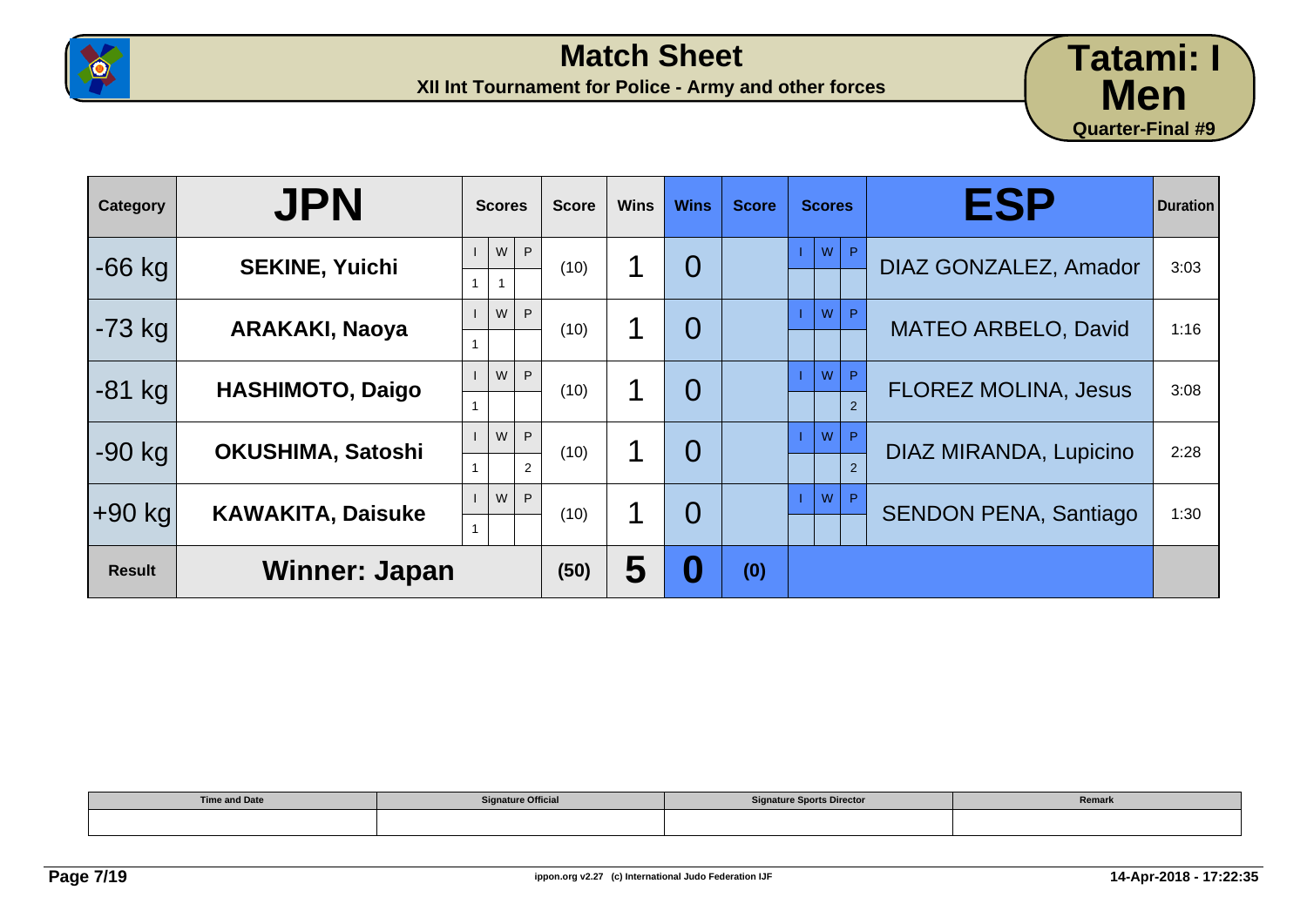# Match Sheet

**XII Int Tournament for Police - Army and other forces**

**Tatami: I**
**Men**
**Quarter-Final #9**

| Category | JPN | Scores | | | Score | Wins | Wins | Score | Scores | | | ESP | Duration |
|---|---|---|---|---|---|---|---|---|---|---|---|---|---|
| | | I | W | P | | | | | I | W | P | | |
| -66 kg | SEKINE, Yuichi | 1 | 1 | | (10) | 1 | 0 | | | | | DIAZ GONZALEZ, Amador | 3:03 |
| -73 kg | ARAKAKI, Naoya | 1 | | | (10) | 1 | 0 | | | | | MATEO ARBELO, David | 1:16 |
| -81 kg | HASHIMOTO, Daigo | 1 | | | (10) | 1 | 0 | | | | 2 | FLOREZ MOLINA, Jesus | 3:08 |
| -90 kg | OKUSHIMA, Satoshi | 1 | | 2 | (10) | 1 | 0 | | | | 2 | DIAZ MIRANDA, Lupicino | 2:28 |
| +90 kg | KAWAKITA, Daisuke | 1 | | | (10) | 1 | 0 | | | | | SENDON PENA, Santiago | 1:30 |
| Result | Winner: Japan | | | | (50) | 5 | 0 | (0) | | | | | |

| Time and Date | Signature Official | Signature Sports Director | Remark |
|---|---|---|---|
| | | | |

ippon.org v2.27 (c) International Judo Federation IJF

14-Apr-2018 - 17:22:35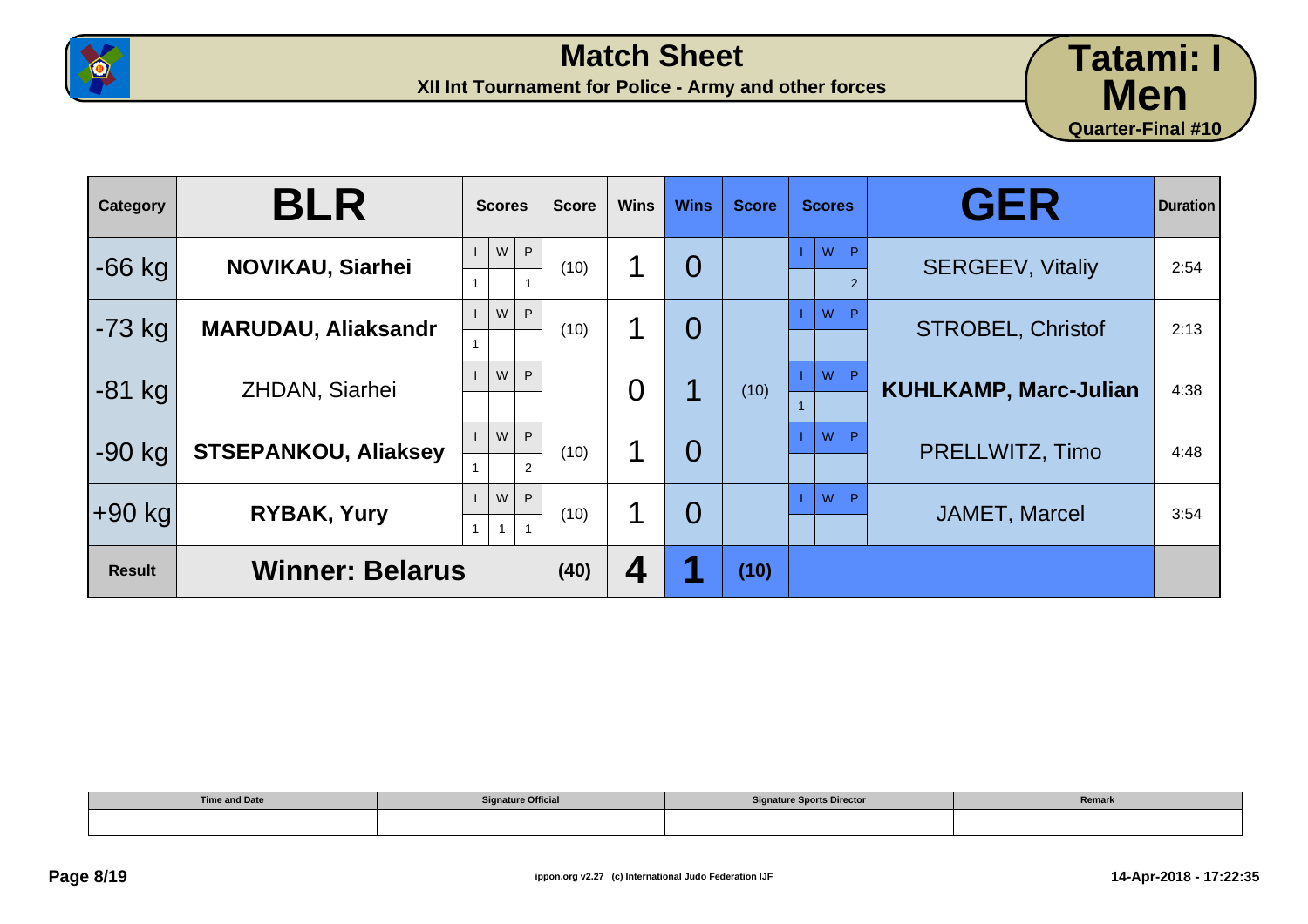# Match Sheet

**XII Int Tournament for Police - Army and other forces**

**Tatami: I**
**Men**
**Quarter-Final #10**

| Category | BLR | Scores | | | Score | Wins | Wins | Score | Scores | | | GER | Duration |
|---|---|---|---|---|---|---|---|---|---|---|---|---|---|
| | | I | W | P | | | | | I | W | P | | |
| -66 kg | **NOVIKAU, Siarhei** | 1 | | 1 | (10) | 1 | 0 | | | | 2 | SERGEEV, Vitaliy | 2:54 |
| -73 kg | **MARUDAU, Aliaksandr** | 1 | | | (10) | 1 | 0 | | | | | STROBEL, Christof | 2:13 |
| -81 kg | ZHDAN, Siarhei | | | | | 0 | 1 | (10) | 1 | | | **KUHLKAMP, Marc-Julian** | 4:38 |
| -90 kg | **STSEPANKOU, Aliaksey** | 1 | | 2 | (10) | 1 | 0 | | | | | PRELLWITZ, Timo | 4:48 |
| +90 kg | **RYBAK, Yury** | 1 | 1 | 1 | (10) | 1 | 0 | | | | | JAMET, Marcel | 3:54 |
| **Result** | **Winner: Belarus** | | | | **(40)** | **4** | **1** | **(10)** | | | | | |

| Time and Date | Signature Official | Signature Sports Director | Remark |
|---|---|---|---|
| | | | |

ippon.org v2.27 (c) International Judo Federation IJF

14-Apr-2018 - 17:22:35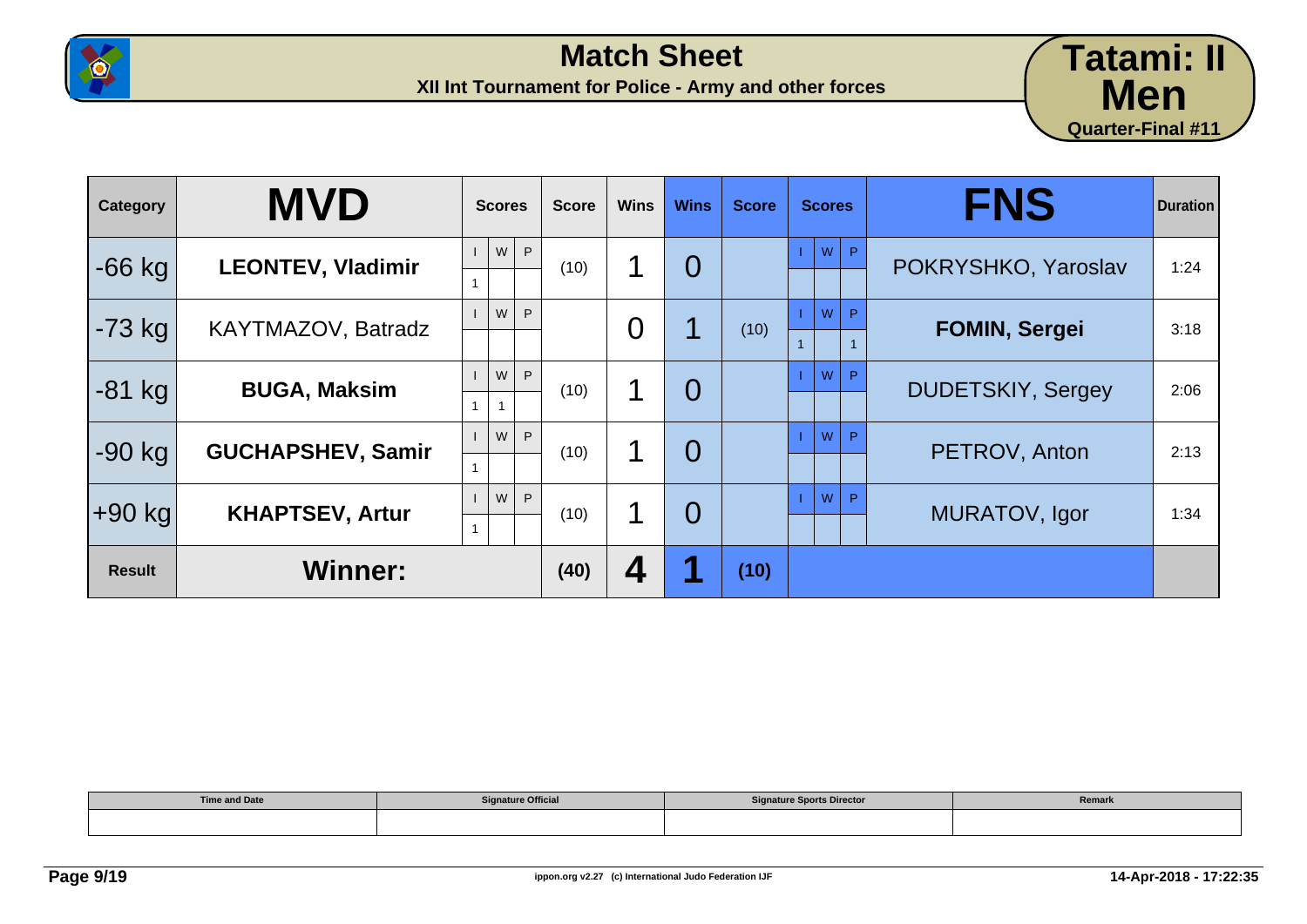# Match Sheet

**XII Int Tournament for Police - Army and other forces**

**Tatami: II**
**Men**
**Quarter-Final #11**

| Category | MVD | Scores | | | Score | Wins | Wins | Score | Scores | | | FNS | Duration |
|---|---|---|---|---|---|---|---|---|---|---|---|---|---|
| | | I | W | P | | | | | I | W | P | | |
| -66 kg | **LEONTEV, Vladimir** | 1 | | | (10) | 1 | 0 | | | | | POKRYSHKO, Yaroslav | 1:24 |
| -73 kg | KAYTMAZOV, Batradz | | | | | 0 | 1 | (10) | 1 | | 1 | **FOMIN, Sergei** | 3:18 |
| -81 kg | **BUGA, Maksim** | 1 | 1 | | (10) | 1 | 0 | | | | | DUDETSKIY, Sergey | 2:06 |
| -90 kg | **GUCHAPSHEV, Samir** | 1 | | | (10) | 1 | 0 | | | | | PETROV, Anton | 2:13 |
| +90 kg | **KHAPTSEV, Artur** | 1 | | | (10) | 1 | 0 | | | | | MURATOV, Igor | 1:34 |
| **Result** | **Winner:** | | | | **(40)** | **4** | **1** | **(10)** | | | | | |

| Time and Date | Signature Official | Signature Sports Director | Remark |
|---|---|---|---|
| | | | |

ippon.org v2.27 (c) International Judo Federation IJF

14-Apr-2018 - 17:22:35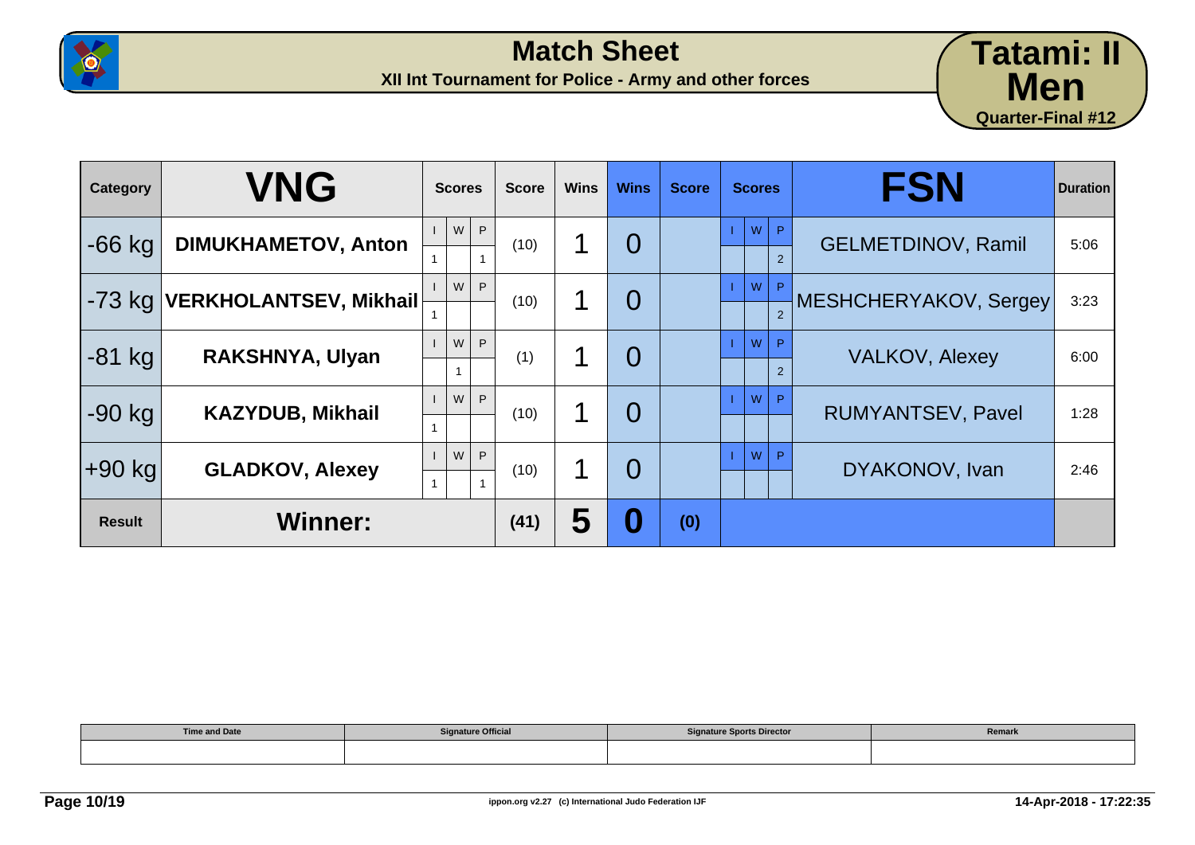# Match Sheet

**XII Int Tournament for Police - Army and other forces**

**Tatami: II**
**Men**
**Quarter-Final #12**

| Category | VNG | Scores | | | Score | Wins | Wins | Score | Scores | | | FSN | Duration |
|---|---|---|---|---|---|---|---|---|---|---|---|---|---|
| | | I | W | P | | | | | I | W | P | | |
| -66 kg | **DIMUKHAMETOV, Anton** | 1 | | 1 | (10) | 1 | 0 | | | | 2 | GELMETDINOV, Ramil | 5:06 |
| -73 kg | **VERKHOLANTSEV, Mikhail** | 1 | | | (10) | 1 | 0 | | | | 2 | MESHCHERYAKOV, Sergey | 3:23 |
| -81 kg | **RAKSHNYA, Ulyan** | | 1 | | (1) | 1 | 0 | | | | 2 | VALKOV, Alexey | 6:00 |
| -90 kg | **KAZYDUB, Mikhail** | 1 | | | (10) | 1 | 0 | | | | | RUMYANTSEV, Pavel | 1:28 |
| +90 kg | **GLADKOV, Alexey** | 1 | | 1 | (10) | 1 | 0 | | | | | DYAKONOV, Ivan | 2:46 |
| **Result** | **Winner:** | | | | **(41)** | **5** | **0** | **(0)** | | | | | |

| Time and Date | Signature Official | Signature Sports Director | Remark |
|---|---|---|---|
| | | | |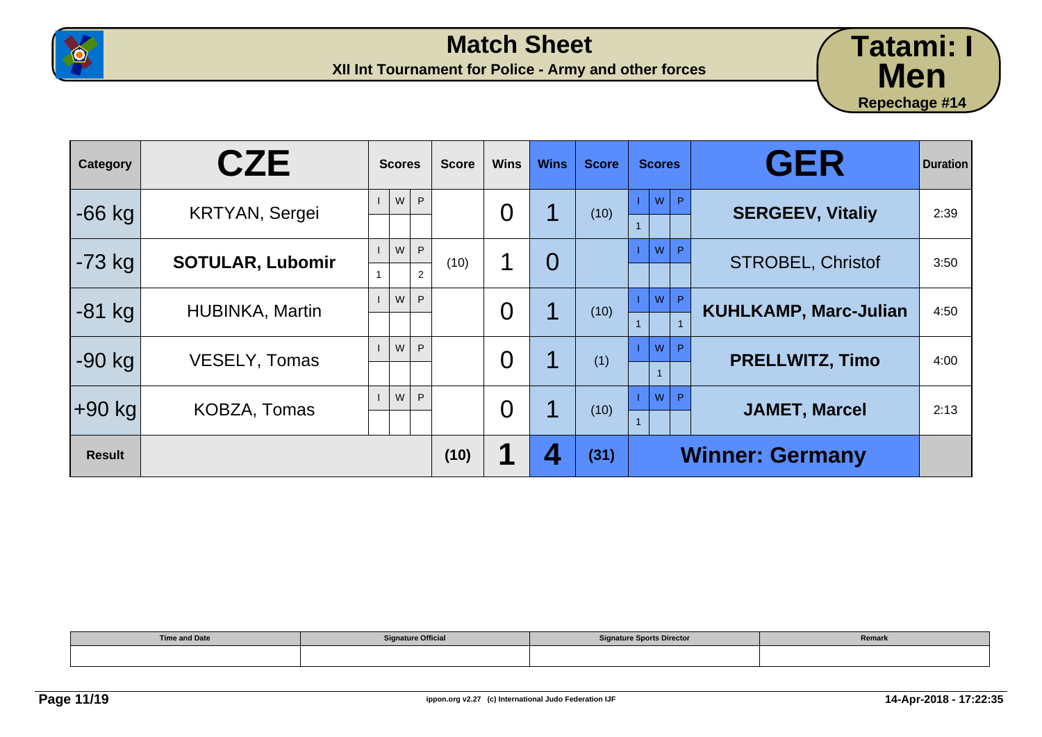# Match Sheet

**XII Int Tournament for Police - Army and other forces**

**Tatami: I**
**Men**
**Repechage #14**

| Category | CZE | Scores I | Scores W | Scores P | Score | Wins | Wins | Score | Scores I | Scores W | Scores P | GER | Duration |
|---|---|---|---|---|---|---|---|---|---|---|---|---|---|
| -66 kg | KRTYAN, Sergei | | | | | 0 | 1 | (10) | 1 | | | **SERGEEV, Vitaliy** | 2:39 |
| -73 kg | **SOTULAR, Lubomir** | 1 | | 2 | (10) | 1 | 0 | | | | | STROBEL, Christof | 3:50 |
| -81 kg | HUBINKA, Martin | | | | | 0 | 1 | (10) | 1 | | 1 | **KUHLKAMP, Marc-Julian** | 4:50 |
| -90 kg | VESELY, Tomas | | | | | 0 | 1 | (1) | | 1 | | **PRELLWITZ, Timo** | 4:00 |
| +90 kg | KOBZA, Tomas | | | | | 0 | 1 | (10) | 1 | | | **JAMET, Marcel** | 2:13 |
| **Result** | | | | | **(10)** | **1** | **4** | **(31)** | | | | **Winner: Germany** | |

| Time and Date | Signature Official | Signature Sports Director | Remark |
|---|---|---|---|
| | | | |

14-Apr-2018 - 17:22:35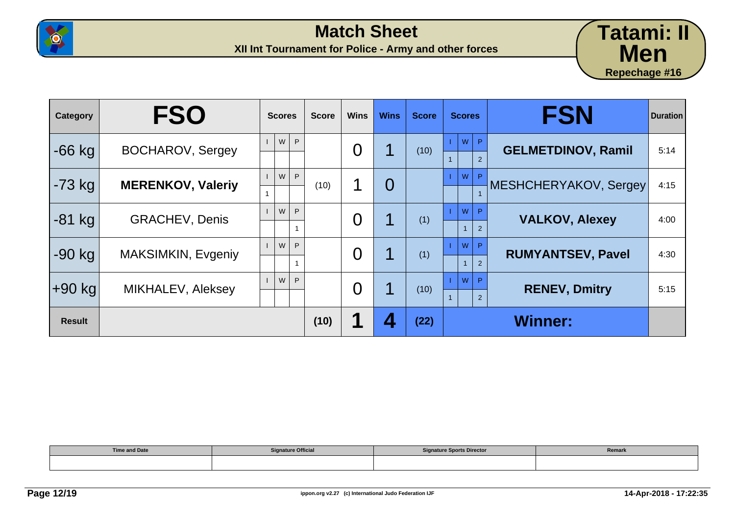# Match Sheet

**XII Int Tournament for Police - Army and other forces**

**Tatami: II**
**Men**
**Repechage #16**

| Category | FSO | Scores I | Scores W | Scores P | Score | Wins | Wins | Score | Scores I | Scores W | Scores P | FSN | Duration |
|---|---|---|---|---|---|---|---|---|---|---|---|---|---|
| -66 kg | BOCHAROV, Sergey | | | | | 0 | 1 | (10) | 1 | | 2 | **GELMETDINOV, Ramil** | 5:14 |
| -73 kg | **MERENKOV, Valeriy** | 1 | | | (10) | 1 | 0 | | | | 1 | MESHCHERYAKOV, Sergey | 4:15 |
| -81 kg | GRACHEV, Denis | | | 1 | | 0 | 1 | (1) | | 1 | 2 | **VALKOV, Alexey** | 4:00 |
| -90 kg | MAKSIMKIN, Evgeniy | | | 1 | | 0 | 1 | (1) | | 1 | 2 | **RUMYANTSEV, Pavel** | 4:30 |
| +90 kg | MIKHALEV, Aleksey | | | | | 0 | 1 | (10) | 1 | | 2 | **RENEV, Dmitry** | 5:15 |
| **Result** | | | | | **(10)** | **1** | **4** | **(22)** | | | | **Winner:** | |

| Time and Date | Signature Official | Signature Sports Director | Remark |
|---|---|---|---|
| | | | |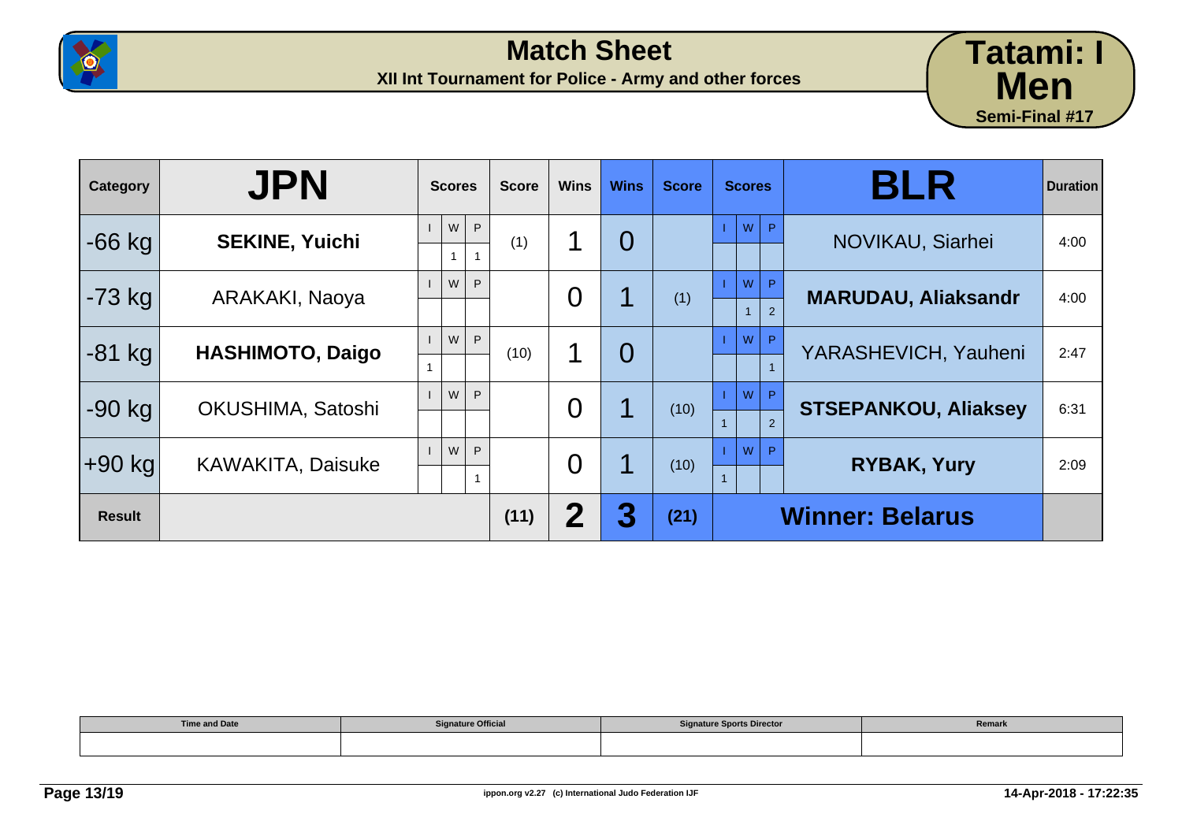# Match Sheet

**XII Int Tournament for Police - Army and other forces**

**Tatami: I**
**Men**
**Semi-Final #17**

| Category | JPN | Scores | | | Score | Wins | Wins | Score | Scores | | | BLR | Duration |
|---|---|---|---|---|---|---|---|---|---|---|---|---|---|
| | | I | W | P | | | | | I | W | P | | |
| -66 kg | **SEKINE, Yuichi** | | 1 | 1 | (1) | 1 | 0 | | | | | NOVIKAU, Siarhei | 4:00 |
| -73 kg | ARAKAKI, Naoya | | | | | 0 | 1 | (1) | | 1 | 2 | **MARUDAU, Aliaksandr** | 4:00 |
| -81 kg | **HASHIMOTO, Daigo** | 1 | | | (10) | 1 | 0 | | | | 1 | YARASHEVICH, Yauheni | 2:47 |
| -90 kg | OKUSHIMA, Satoshi | | | | | 0 | 1 | (10) | 1 | | 2 | **STSEPANKOU, Aliaksey** | 6:31 |
| +90 kg | KAWAKITA, Daisuke | | | 1 | | 0 | 1 | (10) | 1 | | | **RYBAK, Yury** | 2:09 |
| **Result** | | | | | **(11)** | **2** | **3** | **(21)** | | | | **Winner: Belarus** | |

| Time and Date | Signature Official | Signature Sports Director | Remark |
|---|---|---|---|
| | | | |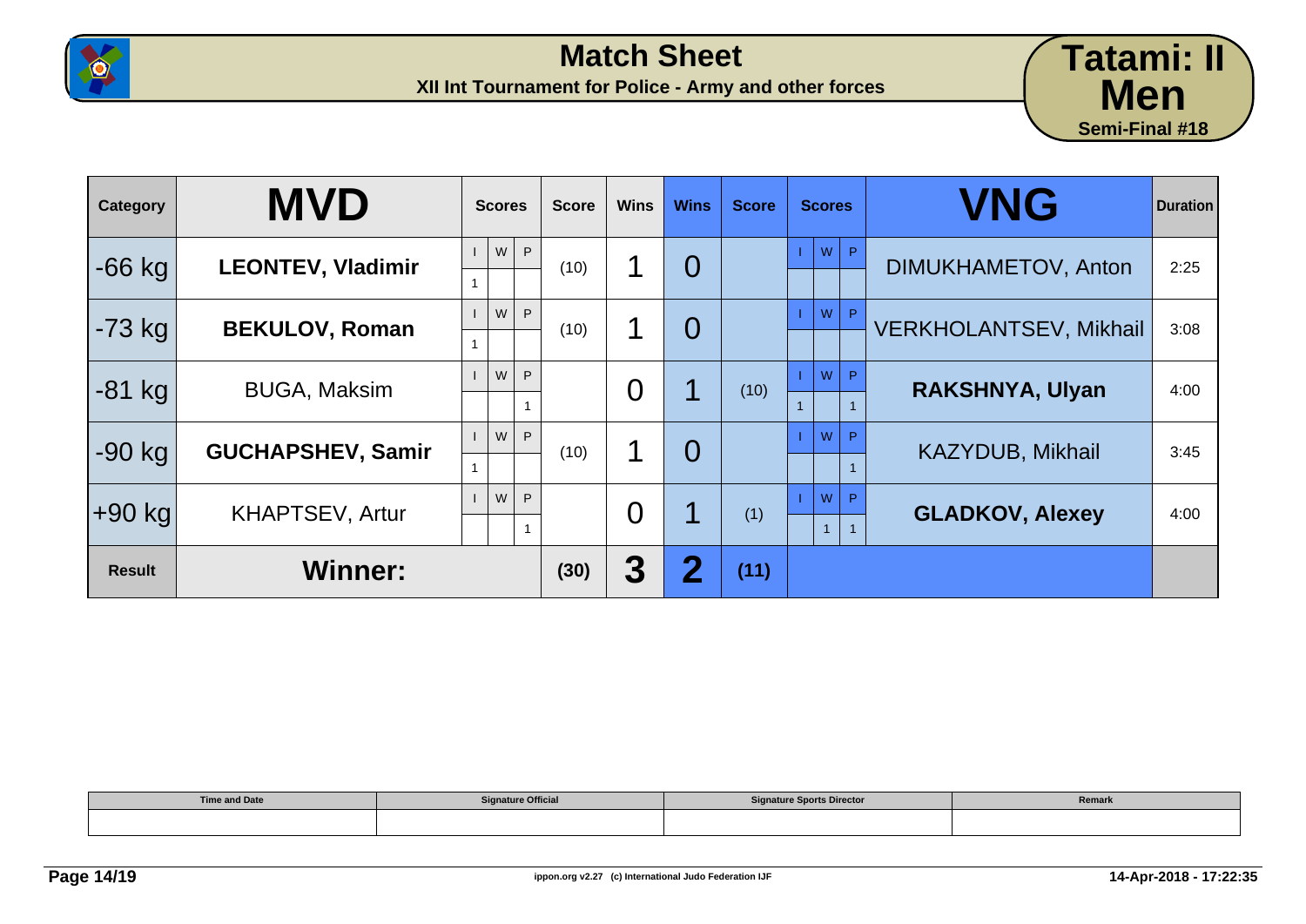# Match Sheet

**XII Int Tournament for Police - Army and other forces**

**Tatami: II**
**Men**
**Semi-Final #18**

| Category | MVD | Scores | | | Score | Wins | Wins | Score | Scores | | | VNG | Duration |
|---|---|---|---|---|---|---|---|---|---|---|---|---|---|
| | | I | W | P | | | | | I | W | P | | |
| -66 kg | **LEONTEV, Vladimir** | 1 | | | (10) | 1 | 0 | | | | | DIMUKHAMETOV, Anton | 2:25 |
| -73 kg | **BEKULOV, Roman** | 1 | | | (10) | 1 | 0 | | | | | VERKHOLANTSEV, Mikhail | 3:08 |
| -81 kg | BUGA, Maksim | | | 1 | | 0 | 1 | (10) | 1 | | 1 | **RAKSHNYA, Ulyan** | 4:00 |
| -90 kg | **GUCHAPSHEV, Samir** | 1 | | | (10) | 1 | 0 | | | | 1 | KAZYDUB, Mikhail | 3:45 |
| +90 kg | KHAPTSEV, Artur | | | 1 | | 0 | 1 | (1) | | 1 | 1 | **GLADKOV, Alexey** | 4:00 |
| **Result** | **Winner:** | | | | **(30)** | **3** | **2** | **(11)** | | | | | |

| Time and Date | Signature Official | Signature Sports Director | Remark |
|---|---|---|---|
| | | | |

ippon.org v2.27 (c) International Judo Federation IJF

14-Apr-2018 - 17:22:35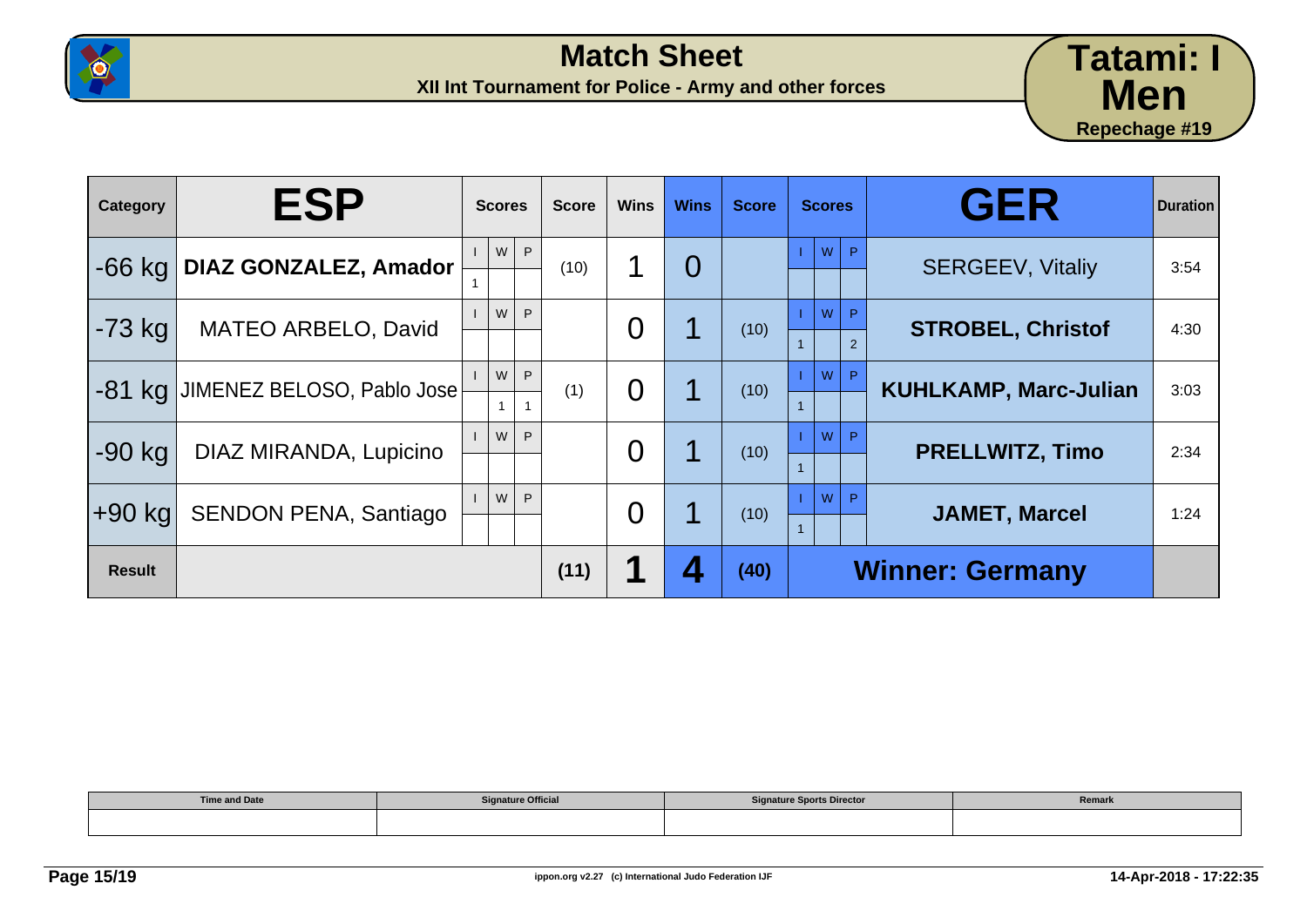# Match Sheet

**XII Int Tournament for Police - Army and other forces**

**Tatami: I**
**Men**
**Repechage #19**

| Category | ESP | Scores | | | Score | Wins | Wins | Score | Scores | | | GER | Duration |
|---|---|---|---|---|---|---|---|---|---|---|---|---|---|
| | | I | W | P | | | | | I | W | P | | |
| -66 kg | **DIAZ GONZALEZ, Amador** | 1 | | | (10) | 1 | 0 | | | | | SERGEEV, Vitaliy | 3:54 |
| -73 kg | MATEO ARBELO, David | | | | | 0 | 1 | (10) | 1 | | 2 | **STROBEL, Christof** | 4:30 |
| -81 kg | JIMENEZ BELOSO, Pablo Jose | | 1 | 1 | (1) | 0 | 1 | (10) | 1 | | | **KUHLKAMP, Marc-Julian** | 3:03 |
| -90 kg | DIAZ MIRANDA, Lupicino | | | | | 0 | 1 | (10) | 1 | | | **PRELLWITZ, Timo** | 2:34 |
| +90 kg | SENDON PENA, Santiago | | | | | 0 | 1 | (10) | 1 | | | **JAMET, Marcel** | 1:24 |
| **Result** | | | | | **(11)** | **1** | **4** | **(40)** | **Winner: Germany** | | | | |

| Time and Date | Signature Official | Signature Sports Director | Remark |
|---|---|---|---|
| | | | |

ippon.org v2.27 (c) International Judo Federation IJF

14-Apr-2018 - 17:22:35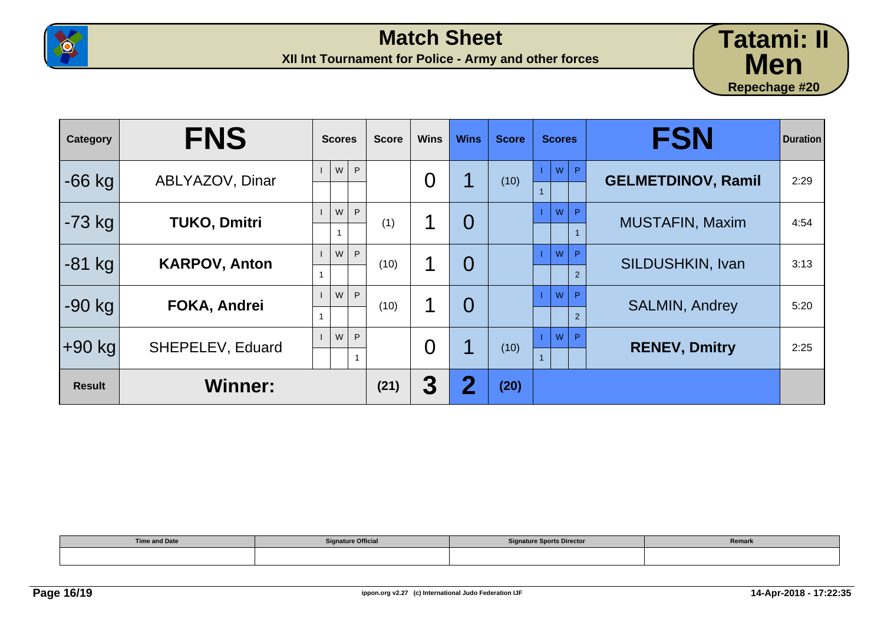# Match Sheet

**XII Int Tournament for Police - Army and other forces**

**Tatami: II**
**Men**
**Repechage #20**

| Category | FNS | Scores | | | Score | Wins | Wins | Score | Scores | | | FSN | Duration |
|---|---|---|---|---|---|---|---|---|---|---|---|---|---|
| | | I | W | P | | | | | I | W | P | | |
| -66 kg | ABLYAZOV, Dinar | | | | | 0 | 1 | (10) | 1 | | | **GELMETDINOV, Ramil** | 2:29 |
| -73 kg | **TUKO, Dmitri** | | 1 | | (1) | 1 | 0 | | | | 1 | MUSTAFIN, Maxim | 4:54 |
| -81 kg | **KARPOV, Anton** | 1 | | | (10) | 1 | 0 | | | | 2 | SILDUSHKIN, Ivan | 3:13 |
| -90 kg | **FOKA, Andrei** | 1 | | | (10) | 1 | 0 | | | | 2 | SALMIN, Andrey | 5:20 |
| +90 kg | SHEPELEV, Eduard | | | 1 | | 0 | 1 | (10) | 1 | | | **RENEV, Dmitry** | 2:25 |
| **Result** | **Winner:** | | | | **(21)** | **3** | **2** | **(20)** | | | | | |

| Time and Date | Signature Official | Signature Sports Director | Remark |
|---|---|---|---|
| | | | |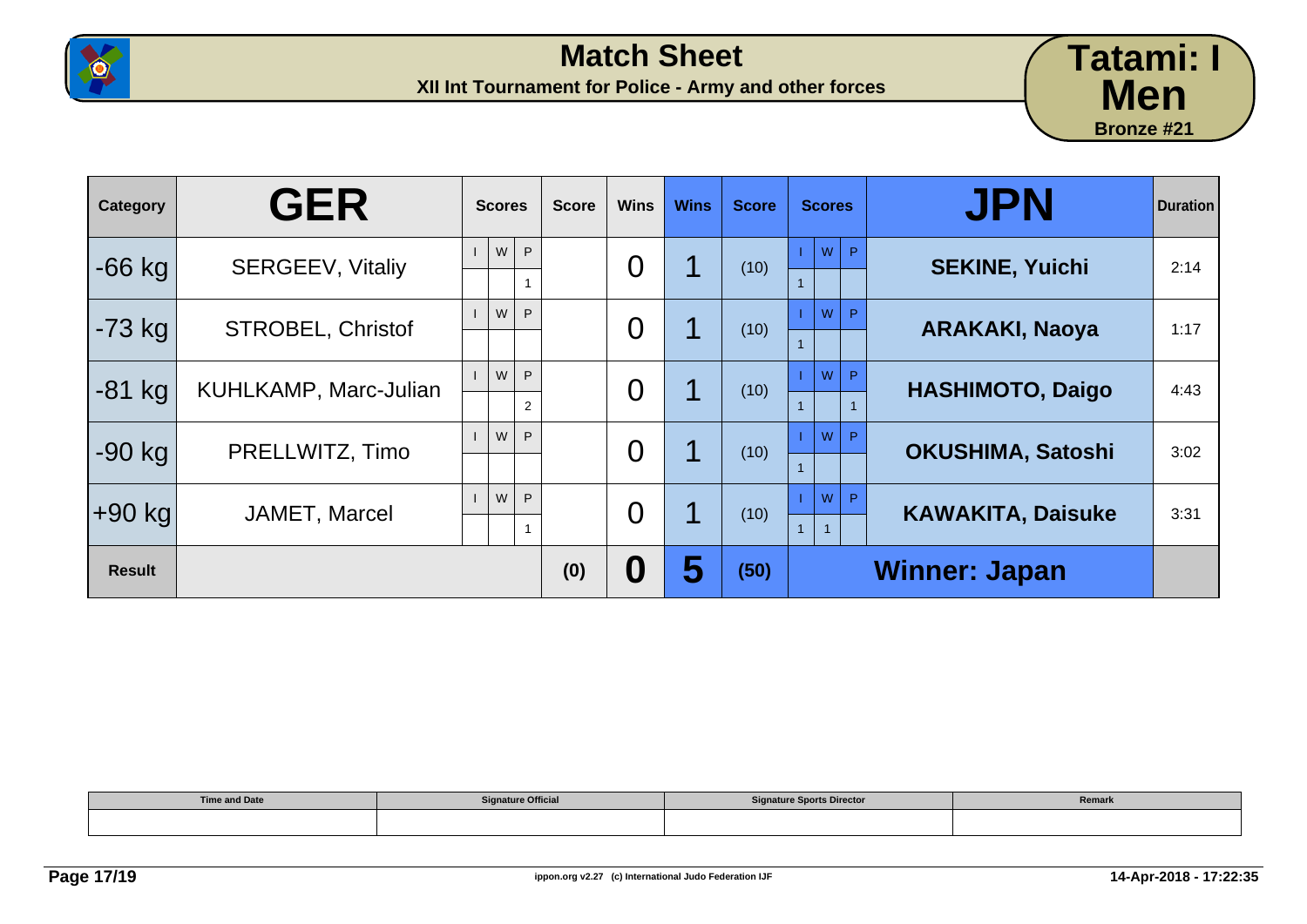# Match Sheet

**XII Int Tournament for Police - Army and other forces**

**Tatami: I**
**Men**
**Bronze #21**

| Category | GER | Scores | | | Score | Wins | Wins | Score | Scores | | | JPN | Duration |
|---|---|---|---|---|---|---|---|---|---|---|---|---|---|
| | | I | W | P | | | | | I | W | P | | |
| -66 kg | SERGEEV, Vitaliy | | | 1 | | 0 | 1 | (10) | 1 | | | **SEKINE, Yuichi** | 2:14 |
| -73 kg | STROBEL, Christof | | | | | 0 | 1 | (10) | 1 | | | **ARAKAKI, Naoya** | 1:17 |
| -81 kg | KUHLKAMP, Marc-Julian | | | 2 | | 0 | 1 | (10) | 1 | | 1 | **HASHIMOTO, Daigo** | 4:43 |
| -90 kg | PRELLWITZ, Timo | | | | | 0 | 1 | (10) | 1 | | | **OKUSHIMA, Satoshi** | 3:02 |
| +90 kg | JAMET, Marcel | | | 1 | | 0 | 1 | (10) | 1 | 1 | | **KAWAKITA, Daisuke** | 3:31 |
| **Result** | | | | | **(0)** | **0** | **5** | **(50)** | **Winner: Japan** | | | | |

| Time and Date | Signature Official | Signature Sports Director | Remark |
|---|---|---|---|
| | | | |

ippon.org v2.27 (c) International Judo Federation IJF

14-Apr-2018 - 17:22:35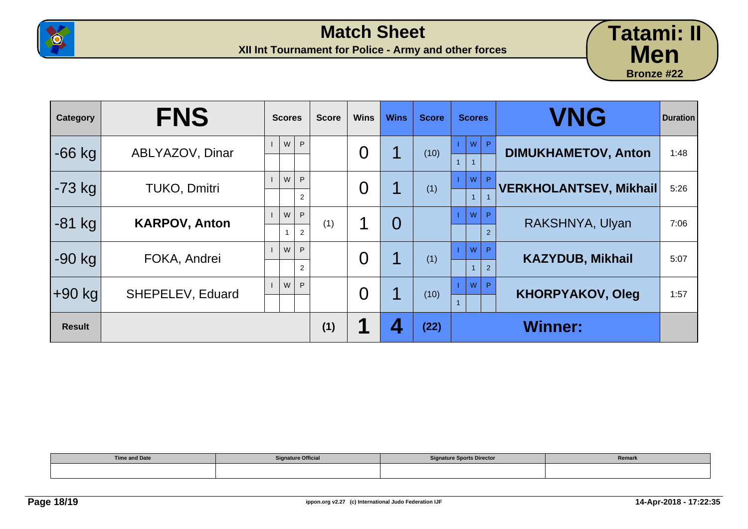# Match Sheet

**XII Int Tournament for Police - Army and other forces**

**Tatami: II**
**Men**
**Bronze #22**

| Category | FNS | Scores | | | Score | Wins | Wins | Score | Scores | | | VNG | Duration |
|---|---|---|---|---|---|---|---|---|---|---|---|---|---|
| | | I | W | P | | | | | I | W | P | | |
| -66 kg | ABLYAZOV, Dinar | | | | | 0 | 1 | (10) | 1 | 1 | | **DIMUKHAMETOV, Anton** | 1:48 |
| -73 kg | TUKO, Dmitri | | | 2 | | 0 | 1 | (1) | | 1 | 1 | **VERKHOLANTSEV, Mikhail** | 5:26 |
| -81 kg | **KARPOV, Anton** | | 1 | 2 | (1) | 1 | 0 | | | | 2 | RAKSHNYA, Ulyan | 7:06 |
| -90 kg | FOKA, Andrei | | | 2 | | 0 | 1 | (1) | | 1 | 2 | **KAZYDUB, Mikhail** | 5:07 |
| +90 kg | SHEPELEV, Eduard | | | | | 0 | 1 | (10) | 1 | | | **KHORPYAKOV, Oleg** | 1:57 |
| **Result** | | | | | **(1)** | **1** | **4** | **(22)** | | | | **Winner:** | |

| Time and Date | Signature Official | Signature Sports Director | Remark |
|---|---|---|---|
| | | | |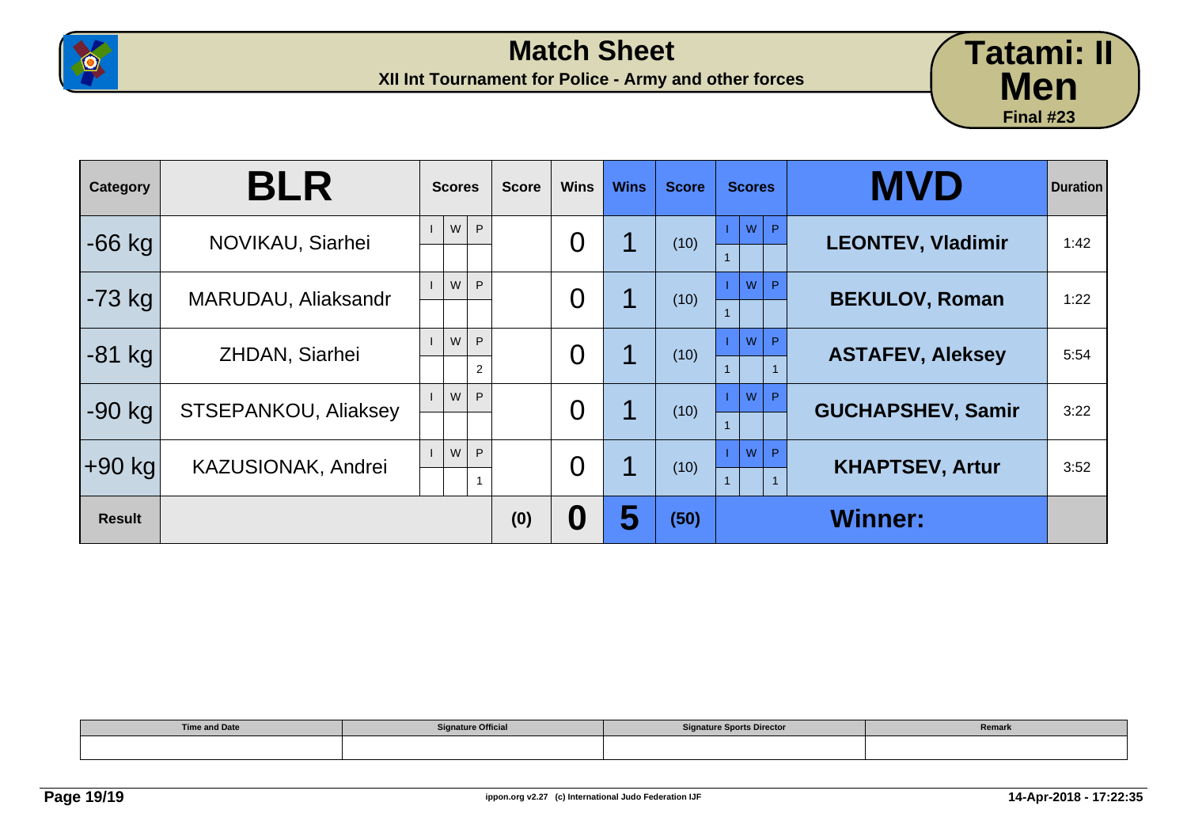# Match Sheet

**XII Int Tournament for Police - Army and other forces**

**Tatami: II**
**Men**
**Final #23**

| Category | BLR | Scores | | | Score | Wins | Wins | Score | Scores | | | MVD | Duration |
|---|---|---|---|---|---|---|---|---|---|---|---|---|---|
| | | I | W | P | | | | | I | W | P | | |
| -66 kg | NOVIKAU, Siarhei | | | | | 0 | 1 | (10) | 1 | | | LEONTEV, Vladimir | 1:42 |
| -73 kg | MARUDAU, Aliaksandr | | | | | 0 | 1 | (10) | 1 | | | BEKULOV, Roman | 1:22 |
| -81 kg | ZHDAN, Siarhei | | | 2 | | 0 | 1 | (10) | 1 | | 1 | ASTAFEV, Aleksey | 5:54 |
| -90 kg | STSEPANKOU, Aliaksey | | | | | 0 | 1 | (10) | 1 | | | GUCHAPSHEV, Samir | 3:22 |
| +90 kg | KAZUSIONAK, Andrei | | | 1 | | 0 | 1 | (10) | 1 | | 1 | KHAPTSEV, Artur | 3:52 |
| Result | | | | | (0) | 0 | 5 | (50) | | | | Winner: | |

| Time and Date | Signature Official | Signature Sports Director | Remark |
|---|---|---|---|
| | | | |

ippon.org v2.27 (c) International Judo Federation IJF

14-Apr-2018 - 17:22:35